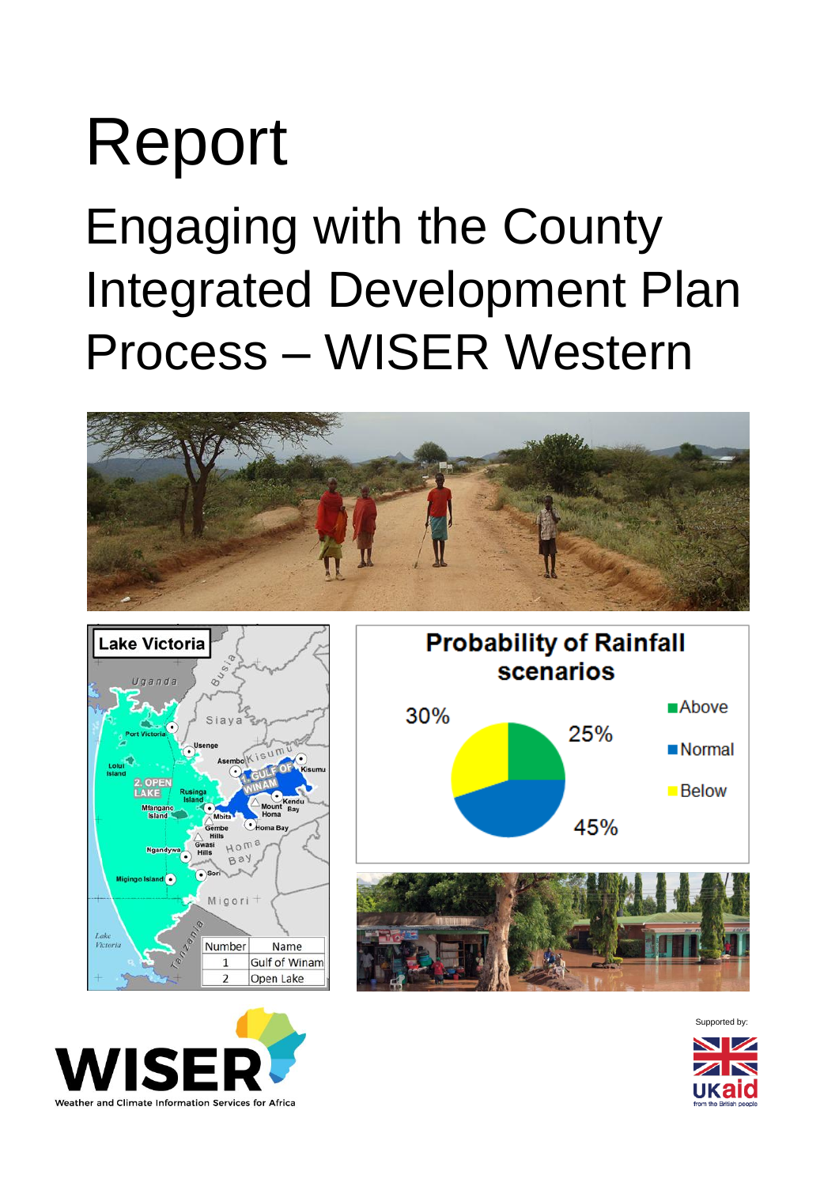# Report

## Engaging with the County Integrated Development Plan Process – WISER Western

Supported by: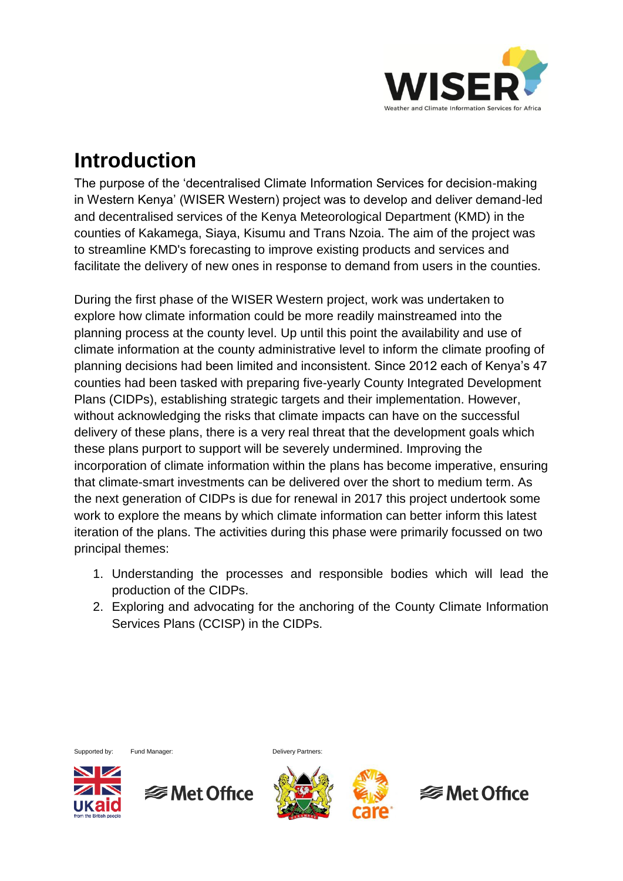# Introduction

The purpose of the 'decentralised Climate Information Services for decision-making in Western Kenya' (WISER Western) project was to develop and deliver demand-led and decentralised services of the Kenya Meteorological Department (KMD) in the counties of Kakamega, Siaya, Kisumu and Trans Nzoia. The aim of the project was to streamline KMD's forecasting to improve existing products and services and facilitate the delivery of new ones in response to demand from users in the counties.

During the first phase of the WISER Western project, work was undertaken to explore how climate information could be more readily mainstreamed into the planning process at the county level. Up until this point the availability and use of climate information at the county administrative level to inform the climate proofing of planning decisions had been limited and inconsistent. Since 2012 each of Kenya's 47 counties had been tasked with preparing five-yearly County Integrated Development Plans (CIDPs), establishing strategic targets and their implementation. However, without acknowledging the risks that climate impacts can have on the successful delivery of these plans, there is a very real threat that the development goals which these plans purport to support will be severely undermined. Improving the incorporation of climate information within the plans has become imperative, ensuring that climate-smart investments can be delivered over the short to medium term. As the next generation of CIDPs is due for renewal in 2017 this project undertook some work to explore the means by which climate information can better inform this latest iteration of the plans. The activities during this phase were primarily focussed on two principal themes:

1. Understanding the processes and responsible bodies which will lead the production of the CIDPs.
2. Exploring and advocating for the anchoring of the County Climate Information Services Plans (CCISP) in the CIDPs.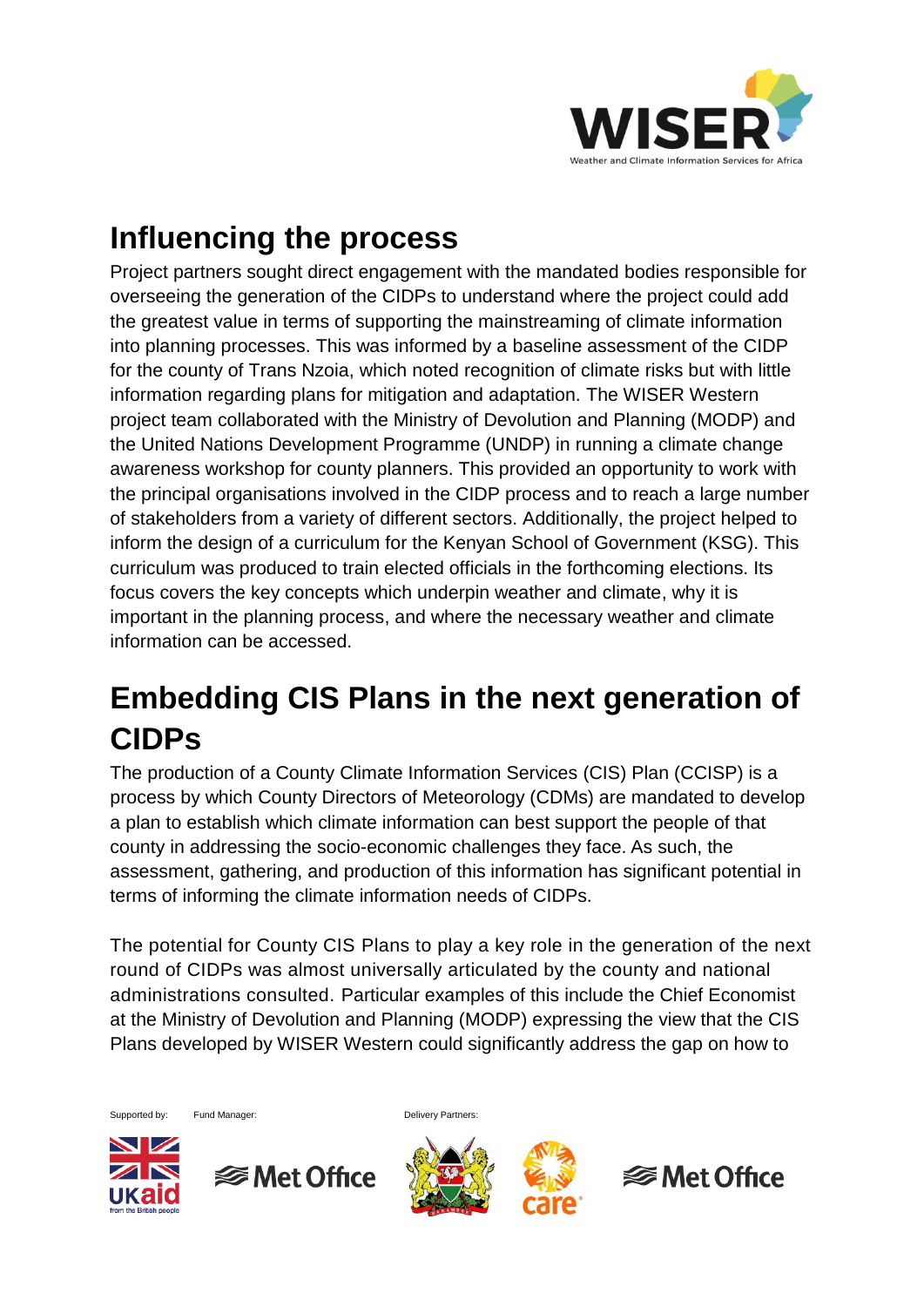## Influencing the process

Project partners sought direct engagement with the mandated bodies responsible for overseeing the generation of the CIDPs to understand where the project could add the greatest value in terms of supporting the mainstreaming of climate information into planning processes. This was informed by a baseline assessment of the CIDP for the county of Trans Nzoia, which noted recognition of climate risks but with little information regarding plans for mitigation and adaptation. The WISER Western project team collaborated with the Ministry of Devolution and Planning (MODP) and the United Nations Development Programme (UNDP) in running a climate change awareness workshop for county planners. This provided an opportunity to work with the principal organisations involved in the CIDP process and to reach a large number of stakeholders from a variety of different sectors. Additionally, the project helped to inform the design of a curriculum for the Kenyan School of Government (KSG). This curriculum was produced to train elected officials in the forthcoming elections. Its focus covers the key concepts which underpin weather and climate, why it is important in the planning process, and where the necessary weather and climate information can be accessed.

## Embedding CIS Plans in the next generation of CIDPs

The production of a County Climate Information Services (CIS) Plan (CCISP) is a process by which County Directors of Meteorology (CDMs) are mandated to develop a plan to establish which climate information can best support the people of that county in addressing the socio-economic challenges they face. As such, the assessment, gathering, and production of this information has significant potential in terms of informing the climate information needs of CIDPs.

The potential for County CIS Plans to play a key role in the generation of the next round of CIDPs was almost universally articulated by the county and national administrations consulted. Particular examples of this include the Chief Economist at the Ministry of Devolution and Planning (MODP) expressing the view that the CIS Plans developed by WISER Western could significantly address the gap on how to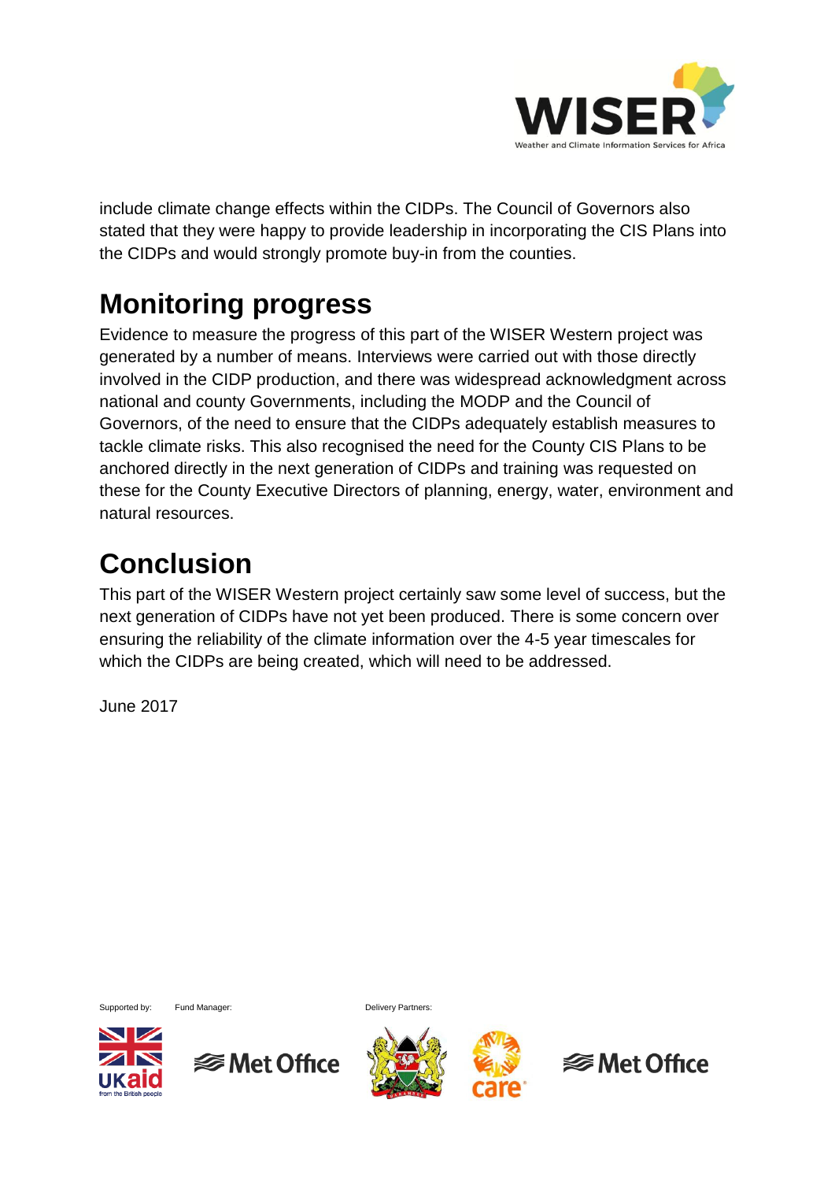include climate change effects within the CIDPs. The Council of Governors also stated that they were happy to provide leadership in incorporating the CIS Plans into the CIDPs and would strongly promote buy-in from the counties.

# Monitoring progress

Evidence to measure the progress of this part of the WISER Western project was generated by a number of means. Interviews were carried out with those directly involved in the CIDP production, and there was widespread acknowledgment across national and county Governments, including the MODP and the Council of Governors, of the need to ensure that the CIDPs adequately establish measures to tackle climate risks. This also recognised the need for the County CIS Plans to be anchored directly in the next generation of CIDPs and training was requested on these for the County Executive Directors of planning, energy, water, environment and natural resources.

# Conclusion

This part of the WISER Western project certainly saw some level of success, but the next generation of CIDPs have not yet been produced. There is some concern over ensuring the reliability of the climate information over the 4-5 year timescales for which the CIDPs are being created, which will need to be addressed.

June 2017

Supported by: Fund Manager: Delivery Partners: